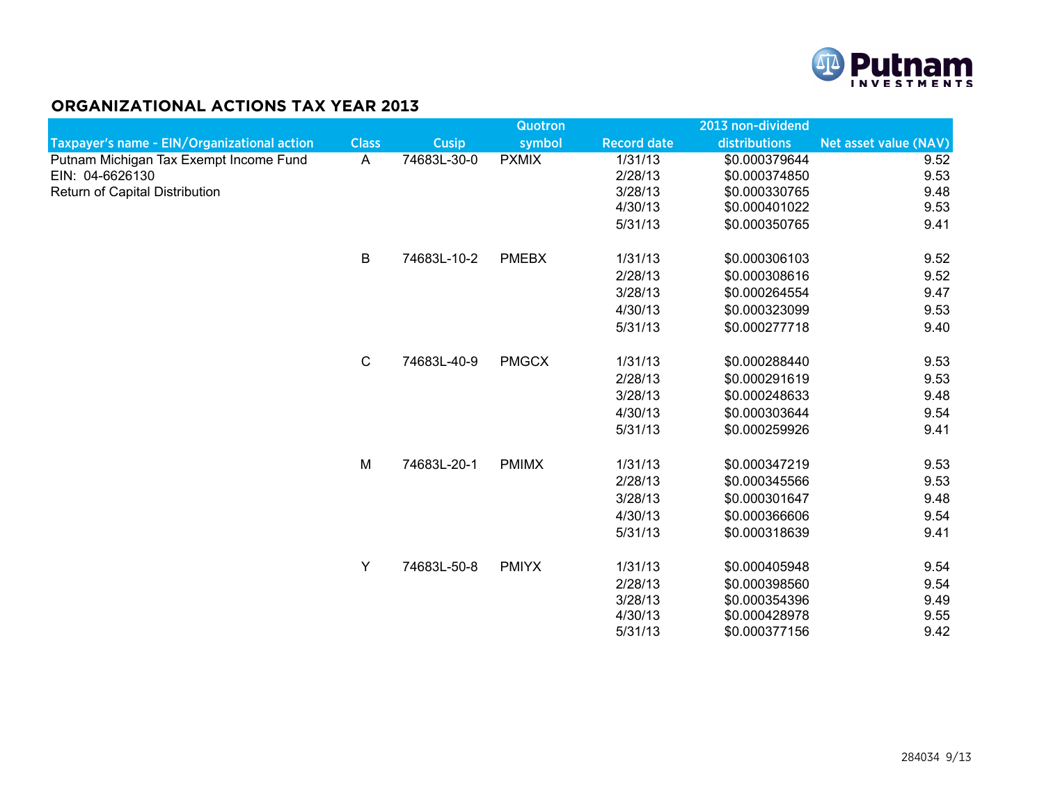# ORGANIZATIONAL ACTIONS TAX YEAR 2013

| Taxpayer's name - EIN/Organizational action | Class | Cusip | Quotron symbol | Record date | 2013 non-dividend distributions | Net asset value (NAV) |
|---|---|---|---|---|---|---|
| Putnam Michigan Tax Exempt Income Fund | A | 74683L-30-0 | PXMIX | 1/31/13 | $0.000379644 | 9.52 |
| EIN: 04-6626130 | | | | 2/28/13 | $0.000374850 | 9.53 |
| Return of Capital Distribution | | | | 3/28/13 | $0.000330765 | 9.48 |
| | | | | 4/30/13 | $0.000401022 | 9.53 |
| | | | | 5/31/13 | $0.000350765 | 9.41 |
| | B | 74683L-10-2 | PMEBX | 1/31/13 | $0.000306103 | 9.52 |
| | | | | 2/28/13 | $0.000308616 | 9.52 |
| | | | | 3/28/13 | $0.000264554 | 9.47 |
| | | | | 4/30/13 | $0.000323099 | 9.53 |
| | | | | 5/31/13 | $0.000277718 | 9.40 |
| | C | 74683L-40-9 | PMGCX | 1/31/13 | $0.000288440 | 9.53 |
| | | | | 2/28/13 | $0.000291619 | 9.53 |
| | | | | 3/28/13 | $0.000248633 | 9.48 |
| | | | | 4/30/13 | $0.000303644 | 9.54 |
| | | | | 5/31/13 | $0.000259926 | 9.41 |
| | M | 74683L-20-1 | PMIMX | 1/31/13 | $0.000347219 | 9.53 |
| | | | | 2/28/13 | $0.000345566 | 9.53 |
| | | | | 3/28/13 | $0.000301647 | 9.48 |
| | | | | 4/30/13 | $0.000366606 | 9.54 |
| | | | | 5/31/13 | $0.000318639 | 9.41 |
| | Y | 74683L-50-8 | PMIYX | 1/31/13 | $0.000405948 | 9.54 |
| | | | | 2/28/13 | $0.000398560 | 9.54 |
| | | | | 3/28/13 | $0.000354396 | 9.49 |
| | | | | 4/30/13 | $0.000428978 | 9.55 |
| | | | | 5/31/13 | $0.000377156 | 9.42 |

284034 9/13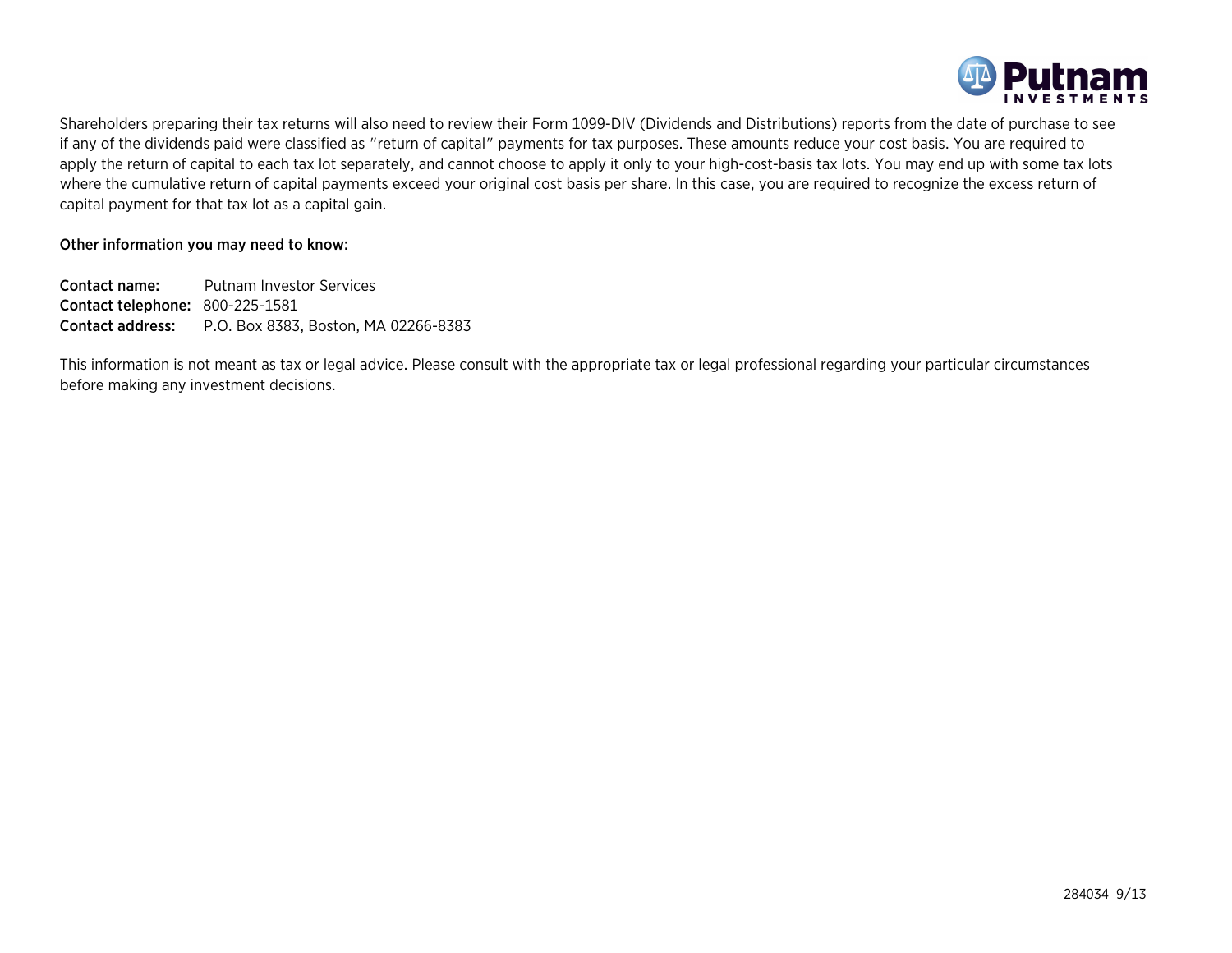Shareholders preparing their tax returns will also need to review their Form 1099-DIV (Dividends and Distributions) reports from the date of purchase to see if any of the dividends paid were classified as "return of capital" payments for tax purposes. These amounts reduce your cost basis. You are required to apply the return of capital to each tax lot separately, and cannot choose to apply it only to your high-cost-basis tax lots. You may end up with some tax lots where the cumulative return of capital payments exceed your original cost basis per share. In this case, you are required to recognize the excess return of capital payment for that tax lot as a capital gain.

**Other information you may need to know:**

**Contact name:** Putnam Investor Services
**Contact telephone:** 800-225-1581
**Contact address:** P.O. Box 8383, Boston, MA 02266-8383

This information is not meant as tax or legal advice. Please consult with the appropriate tax or legal professional regarding your particular circumstances before making any investment decisions.

284034 9/13